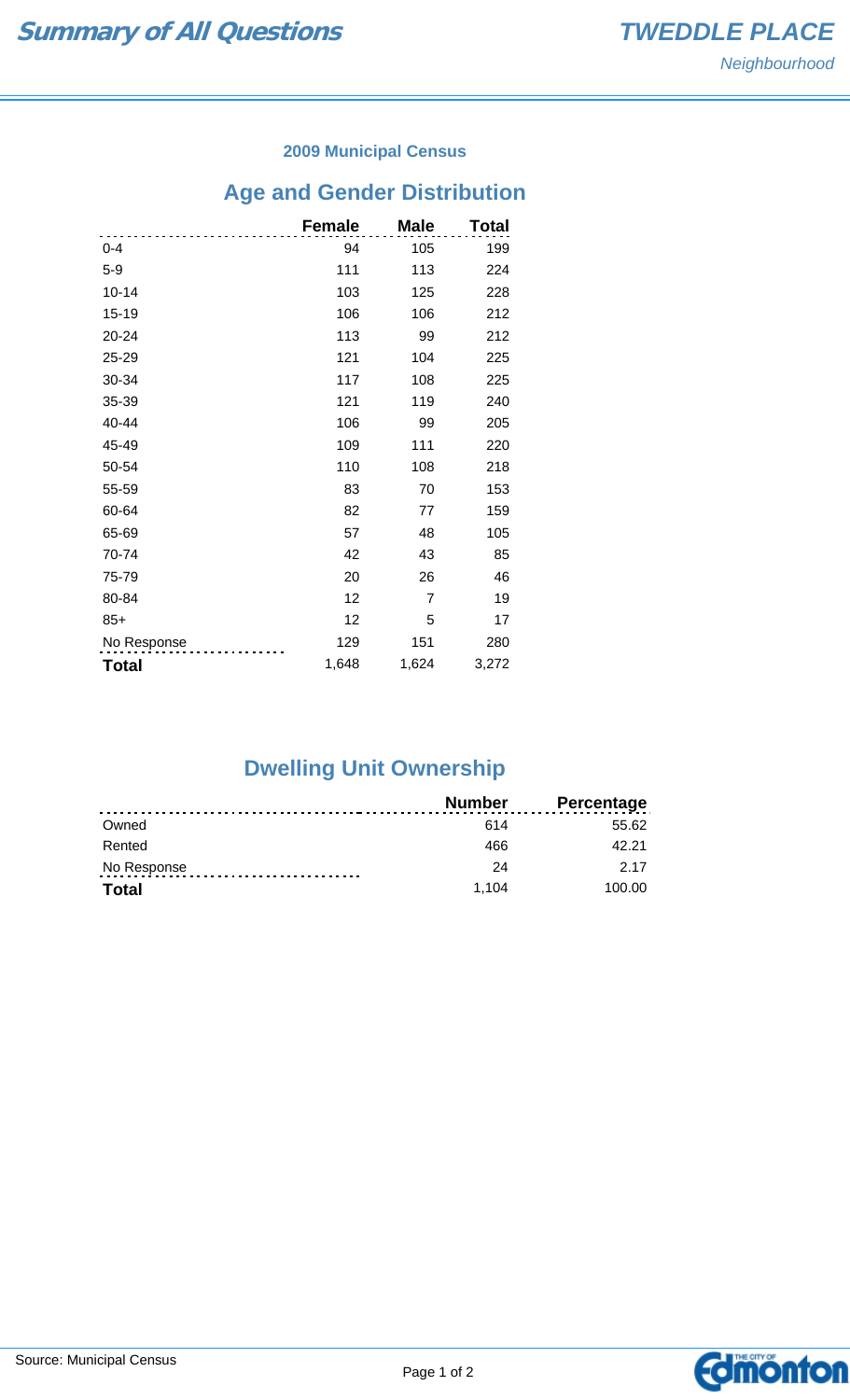# Summary of All Questions

## *TWEDDLE PLACE*

*Neighbourhood*

### 2009 Municipal Census

## Age and Gender Distribution

| | Female | Male | Total |
|---|---|---|---|
| 0-4 | 94 | 105 | 199 |
| 5-9 | 111 | 113 | 224 |
| 10-14 | 103 | 125 | 228 |
| 15-19 | 106 | 106 | 212 |
| 20-24 | 113 | 99 | 212 |
| 25-29 | 121 | 104 | 225 |
| 30-34 | 117 | 108 | 225 |
| 35-39 | 121 | 119 | 240 |
| 40-44 | 106 | 99 | 205 |
| 45-49 | 109 | 111 | 220 |
| 50-54 | 110 | 108 | 218 |
| 55-59 | 83 | 70 | 153 |
| 60-64 | 82 | 77 | 159 |
| 65-69 | 57 | 48 | 105 |
| 70-74 | 42 | 43 | 85 |
| 75-79 | 20 | 26 | 46 |
| 80-84 | 12 | 7 | 19 |
| 85+ | 12 | 5 | 17 |
| No Response | 129 | 151 | 280 |
| **Total** | 1,648 | 1,624 | 3,272 |

## Dwelling Unit Ownership

| | Number | Percentage |
|---|---|---|
| Owned | 614 | 55.62 |
| Rented | 466 | 42.21 |
| No Response | 24 | 2.17 |
| **Total** | 1,104 | 100.00 |

Source: Municipal Census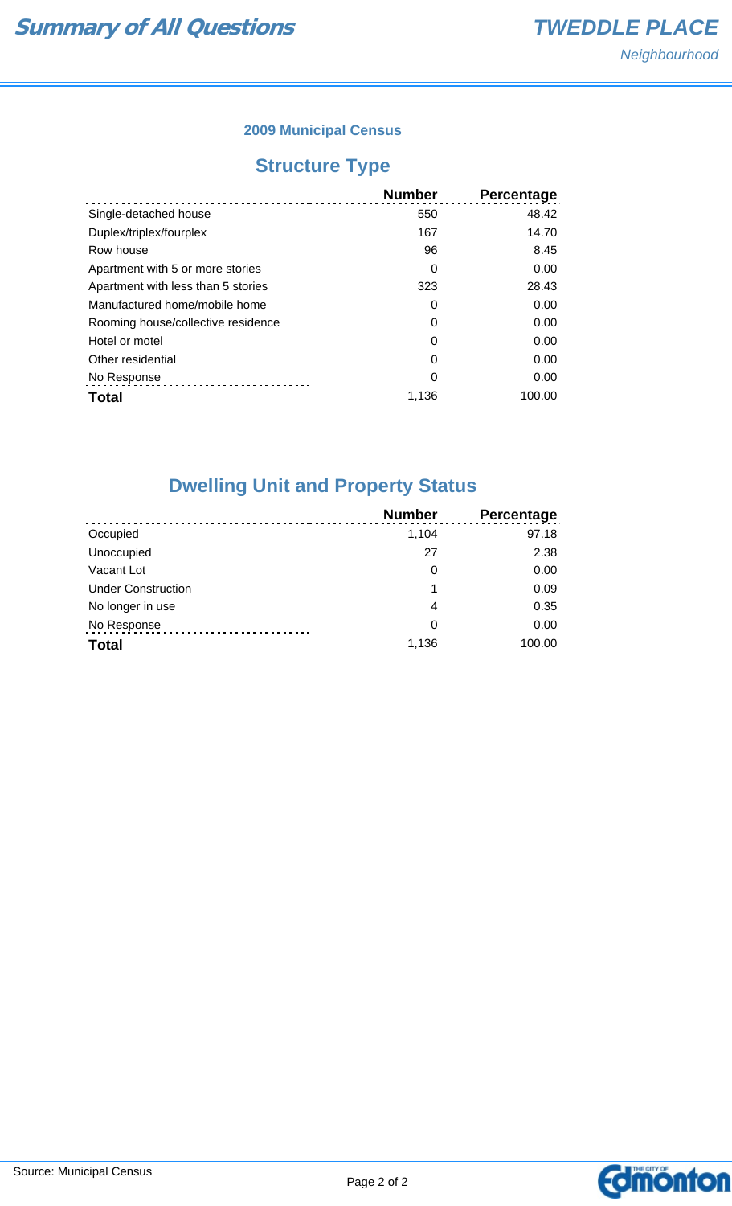**2009 Municipal Census**

## Structure Type

| | Number | Percentage |
|---|---|---|
| Single-detached house | 550 | 48.42 |
| Duplex/triplex/fourplex | 167 | 14.70 |
| Row house | 96 | 8.45 |
| Apartment with 5 or more stories | 0 | 0.00 |
| Apartment with less than 5 stories | 323 | 28.43 |
| Manufactured home/mobile home | 0 | 0.00 |
| Rooming house/collective residence | 0 | 0.00 |
| Hotel or motel | 0 | 0.00 |
| Other residential | 0 | 0.00 |
| No Response | 0 | 0.00 |
| **Total** | 1,136 | 100.00 |

## Dwelling Unit and Property Status

| | Number | Percentage |
|---|---|---|
| Occupied | 1,104 | 97.18 |
| Unoccupied | 27 | 2.38 |
| Vacant Lot | 0 | 0.00 |
| Under Construction | 1 | 0.09 |
| No longer in use | 4 | 0.35 |
| No Response | 0 | 0.00 |
| **Total** | 1,136 | 100.00 |

Source: Municipal Census